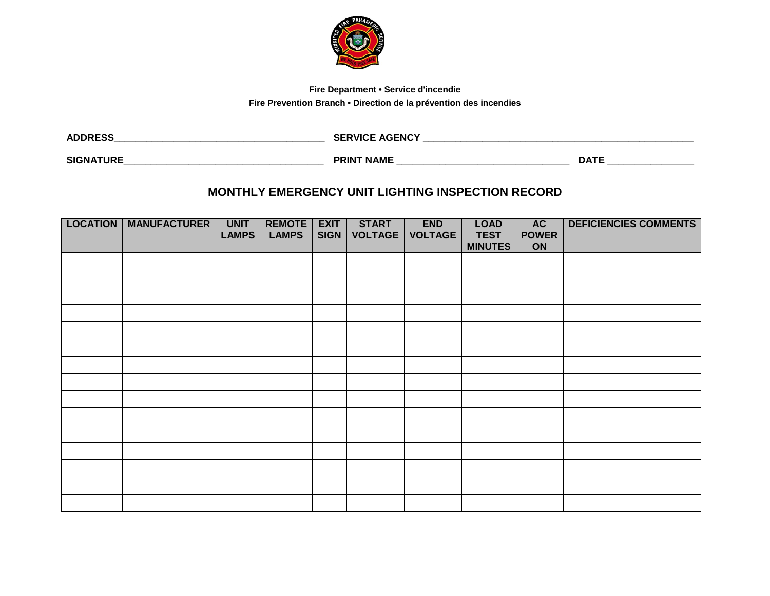**Fire Department • Service d'incendie**

**Fire Prevention Branch • Direction de la prévention des incendies**

**ADDRESS**_______________________________________ **SERVICE AGENCY** __________________________________________________

**SIGNATURE**____________________________________ **PRINT NAME** ________________________________ **DATE** ________________

## MONTHLY EMERGENCY UNIT LIGHTING INSPECTION RECORD

| LOCATION | MANUFACTURER | UNIT LAMPS | REMOTE LAMPS | EXIT SIGN | START VOLTAGE | END VOLTAGE | LOAD TEST MINUTES | AC POWER ON | DEFICIENCIES COMMENTS |
|---|---|---|---|---|---|---|---|---|---|
| | | | | | | | | | |
| | | | | | | | | | |
| | | | | | | | | | |
| | | | | | | | | | |
| | | | | | | | | | |
| | | | | | | | | | |
| | | | | | | | | | |
| | | | | | | | | | |
| | | | | | | | | | |
| | | | | | | | | | |
| | | | | | | | | | |
| | | | | | | | | | |
| | | | | | | | | | |
| | | | | | | | | | |
| | | | | | | | | | |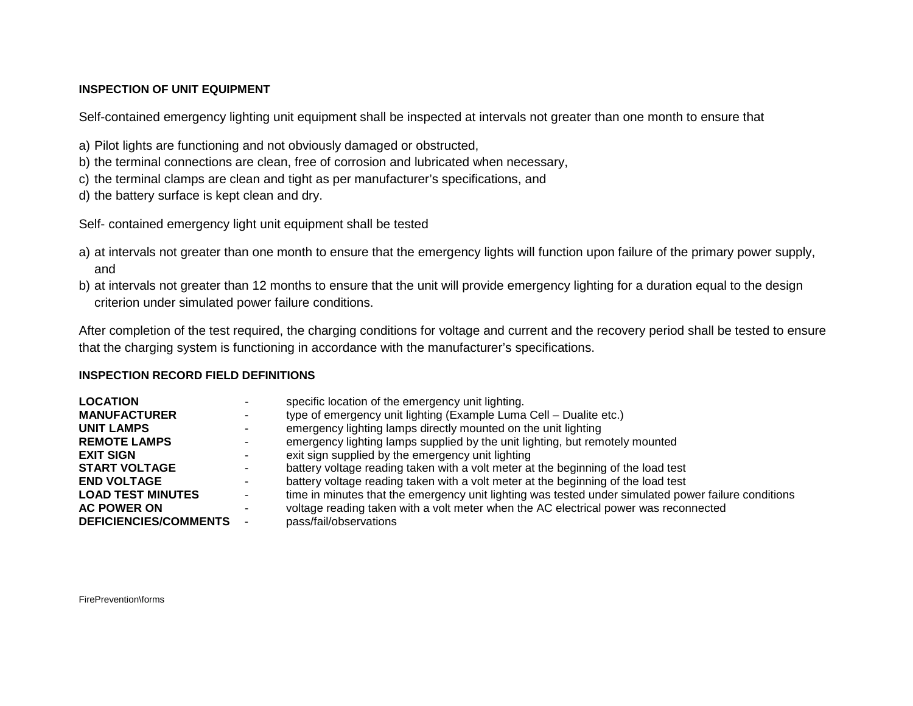**INSPECTION OF UNIT EQUIPMENT**

Self-contained emergency lighting unit equipment shall be inspected at intervals not greater than one month to ensure that

a) Pilot lights are functioning and not obviously damaged or obstructed,
b) the terminal connections are clean, free of corrosion and lubricated when necessary,
c) the terminal clamps are clean and tight as per manufacturer's specifications, and
d) the battery surface is kept clean and dry.

Self- contained emergency light unit equipment shall be tested

a) at intervals not greater than one month to ensure that the emergency lights will function upon failure of the primary power supply, and
b) at intervals not greater than 12 months to ensure that the unit will provide emergency lighting for a duration equal to the design criterion under simulated power failure conditions.

After completion of the test required, the charging conditions for voltage and current and the recovery period shall be tested to ensure that the charging system is functioning in accordance with the manufacturer's specifications.

**INSPECTION RECORD FIELD DEFINITIONS**

| | | |
|---|---|---|
| **LOCATION** | - | specific location of the emergency unit lighting. |
| **MANUFACTURER** | - | type of emergency unit lighting (Example Luma Cell – Dualite etc.) |
| **UNIT LAMPS** | - | emergency lighting lamps directly mounted on the unit lighting |
| **REMOTE LAMPS** | - | emergency lighting lamps supplied by the unit lighting, but remotely mounted |
| **EXIT SIGN** | - | exit sign supplied by the emergency unit lighting |
| **START VOLTAGE** | - | battery voltage reading taken with a volt meter at the beginning of the load test |
| **END VOLTAGE** | - | battery voltage reading taken with a volt meter at the beginning of the load test |
| **LOAD TEST MINUTES** | - | time in minutes that the emergency unit lighting was tested under simulated power failure conditions |
| **AC POWER ON** | - | voltage reading taken with a volt meter when the AC electrical power was reconnected |
| **DEFICIENCIES/COMMENTS** | - | pass/fail/observations |

FirePrevention\forms